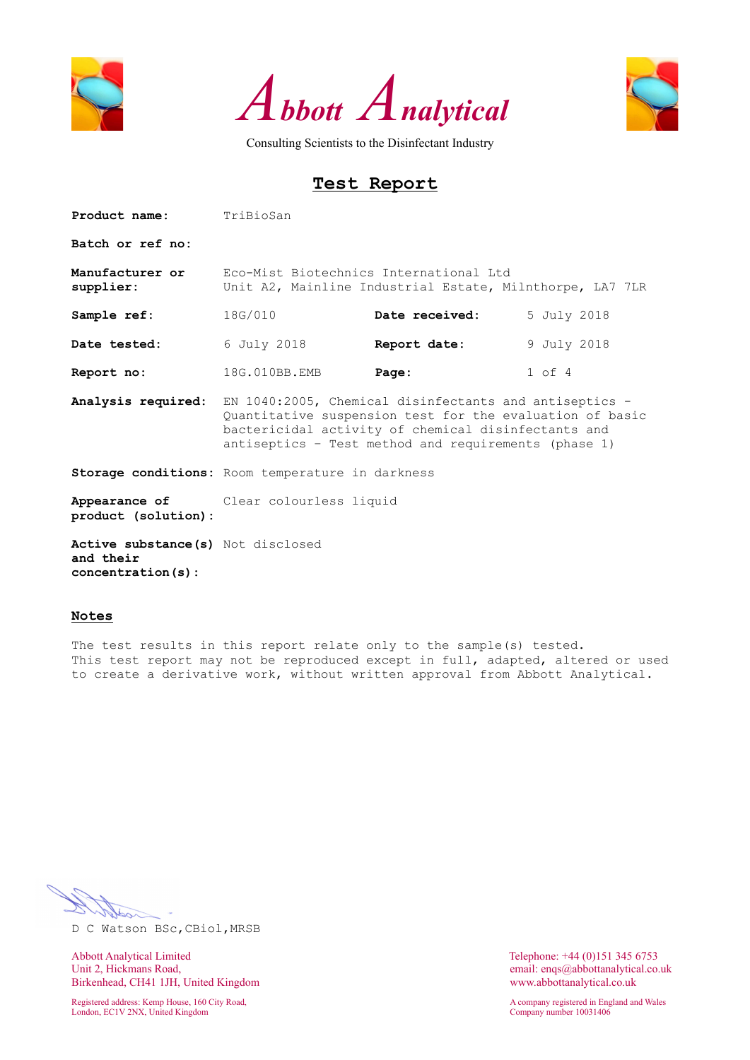# Abbott Analytical

Consulting Scientists to the Disinfectant Industry

## Test Report

| | | | |
|---|---|---|---|
| **Product name:** | TriBioSan | | |
| **Batch or ref no:** | | | |
| **Manufacturer or supplier:** | Eco-Mist Biotechnics International Ltd<br>Unit A2, Mainline Industrial Estate, Milnthorpe, LA7 7LR | | |
| **Sample ref:** | 18G/010 | **Date received:** | 5 July 2018 |
| **Date tested:** | 6 July 2018 | **Report date:** | 9 July 2018 |
| **Report no:** | 18G.010BB.EMB | **Page:** | 1 of 4 |
| **Analysis required:** | EN 1040:2005, Chemical disinfectants and antiseptics - Quantitative suspension test for the evaluation of basic bactericidal activity of chemical disinfectants and antiseptics - Test method and requirements (phase 1) | | |
| **Storage conditions:** | Room temperature in darkness | | |
| **Appearance of product (solution):** | Clear colourless liquid | | |
| **Active substance(s) and their concentration(s):** | Not disclosed | | |

### Notes

The test results in this report relate only to the sample(s) tested.
This test report may not be reproduced except in full, adapted, altered or used to create a derivative work, without written approval from Abbott Analytical.

D C Watson BSc,CBiol,MRSB

Abbott Analytical Limited
Unit 2, Hickmans Road,
Birkenhead, CH41 1JH, United Kingdom

Registered address: Kemp House, 160 City Road,
London, EC1V 2NX, United Kingdom

Telephone: +44 (0)151 345 6753
email: enqs@abbottanalytical.co.uk
www.abbottanalytical.co.uk

A company registered in England and Wales
Company number 10031406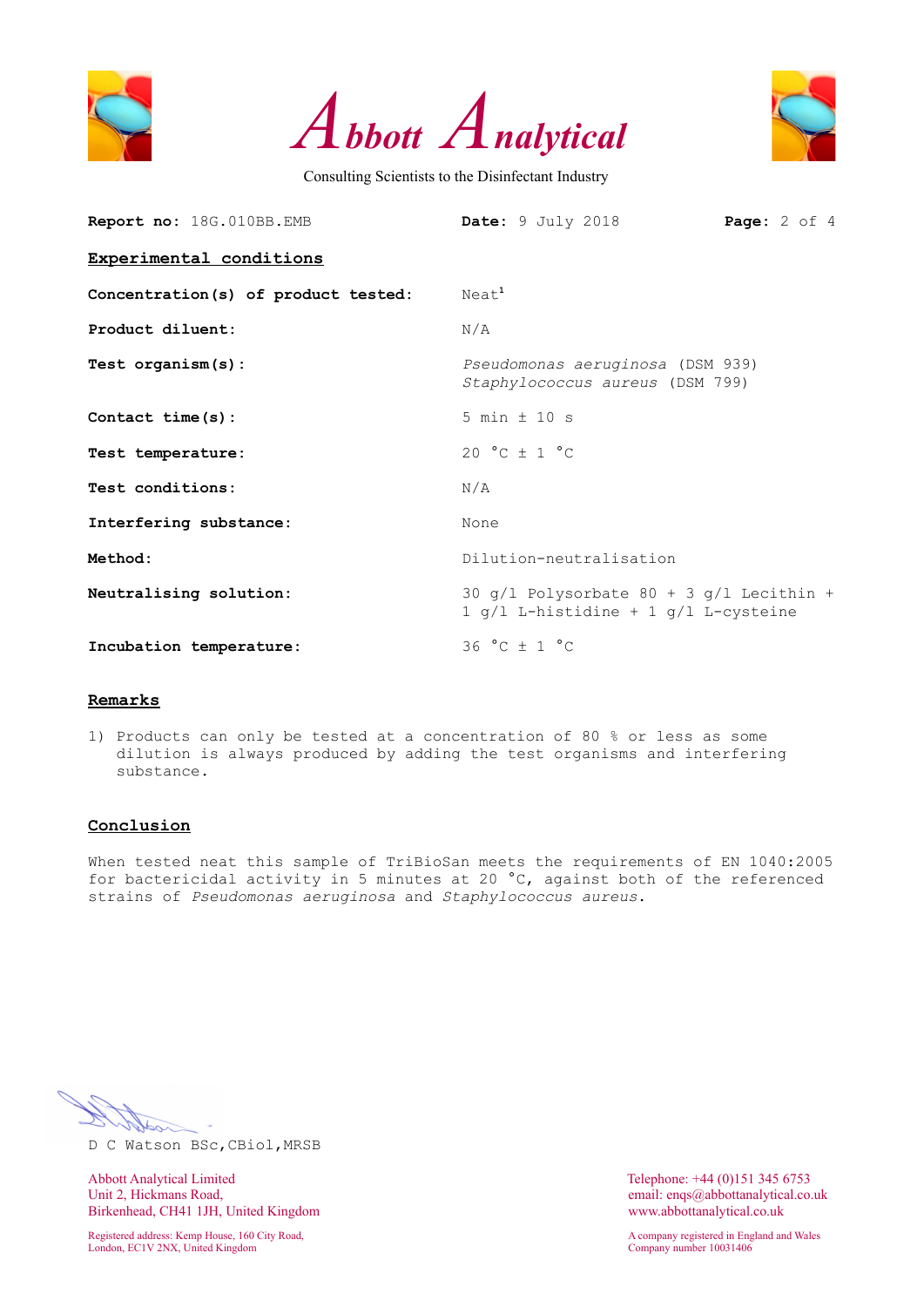**Report no:** 18G.010BB.EMB **Date:** 9 July 2018

## Experimental conditions

| | |
|---|---|
| **Concentration(s) of product tested:** | Neat[1] |
| **Product diluent:** | N/A |
| **Test organism(s):** | *Pseudomonas aeruginosa* (DSM 939)<br>*Staphylococcus aureus* (DSM 799) |
| **Contact time(s):** | 5 min ± 10 s |
| **Test temperature:** | 20 °C ± 1 °C |
| **Test conditions:** | N/A |
| **Interfering substance:** | None |
| **Method:** | Dilution-neutralisation |
| **Neutralising solution:** | 30 g/l Polysorbate 80 + 3 g/l Lecithin + 1 g/l L-histidine + 1 g/l L-cysteine |
| **Incubation temperature:** | 36 °C ± 1 °C |

## Remarks

1) Products can only be tested at a concentration of 80 % or less as some dilution is always produced by adding the test organisms and interfering substance.

## Conclusion

When tested neat this sample of TriBioSan meets the requirements of EN 1040:2005 for bactericidal activity in 5 minutes at 20 °C, against both of the referenced strains of *Pseudomonas aeruginosa* and *Staphylococcus aureus*.

D C Watson BSc,CBiol,MRSB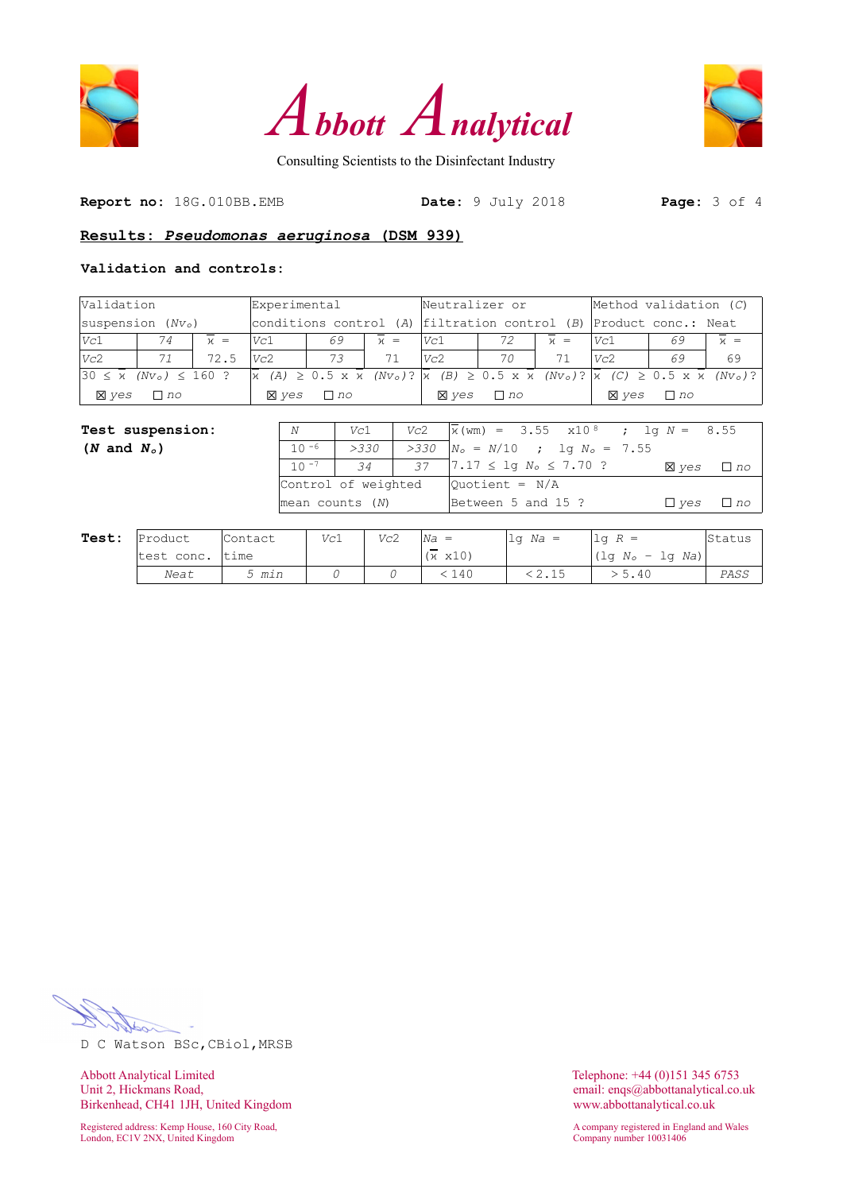# Abbott Analytical

Consulting Scientists to the Disinfectant Industry

**Report no:** 18G.010BB.EMB **Date:** 9 July 2018

## Results: *Pseudomonas aeruginosa* (DSM 939)

**Validation and controls:**

| Validation suspension ($Nv_o$) | | | Experimental conditions control (*A*) | | | Neutralizer or filtration control (*B*) | | | Method validation (*C*) Product conc.: Neat | | |
|---|---|---|---|---|---|---|---|---|---|---|---|
| *Vc*1 | 74 | $\bar{x}$ = | *Vc*1 | 69 | $\bar{x}$ = | *Vc*1 | 72 | $\bar{x}$ = | *Vc*1 | 69 | $\bar{x}$ = |
| *Vc*2 | 71 | 72.5 | *Vc*2 | 73 | 71 | *Vc*2 | 70 | 71 | *Vc*2 | 69 | 69 |
| $30 \leq \bar{x}$ ($Nv_o$) $\leq 160$ ? | | | $\bar{x}$ (*A*) $\geq 0.5 \times \bar{x}$ ($Nv_o$)? | | | $\bar{x}$ (*B*) $\geq 0.5 \times \bar{x}$ ($Nv_o$)? | | | $\bar{x}$ (*C*) $\geq 0.5 \times \bar{x}$ ($Nv_o$)? | | |
| ☒ yes ☐ no | | | ☒ yes ☐ no | | | ☒ yes ☐ no | | | ☒ yes ☐ no | | |

**Test suspension: (*N* and $N_o$)**

| *N* | *Vc*1 | *Vc*2 | |
|---|---|---|---|
| $10^{-6}$ | >330 | >330 | $\bar{x}$(wm) = 3.55 $\times 10^{8}$ ; lg *N* = 8.55 |
| $10^{-7}$ | 34 | 37 | $N_o$ = *N*/10 ; lg $N_o$ = 7.55 |
| | | | $7.17 \leq$ lg $N_o \leq 7.70$ ? ☒ yes ☐ no |
| Control of weighted mean counts (*N*) | | | Quotient = N/A Between 5 and 15 ? ☐ yes ☐ no |

**Test:**

| Product test conc. | Contact time | *Vc*1 | *Vc*2 | *Na* = ($\bar{x}$ x10) | lg *Na* = | lg *R* = (lg $N_o$ − lg *Na*) | Status |
|---|---|---|---|---|---|---|---|
| Neat | 5 min | 0 | 0 | < 140 | < 2.15 | > 5.40 | PASS |

D C Watson BSc,CBiol,MRSB

Abbott Analytical Limited
Unit 2, Hickmans Road,
Birkenhead, CH41 1JH, United Kingdom

Registered address: Kemp House, 160 City Road,
London, EC1V 2NX, United Kingdom

Telephone: +44 (0)151 345 6753
email: enqs@abbottanalytical.co.uk
www.abbottanalytical.co.uk

A company registered in England and Wales
Company number 10031406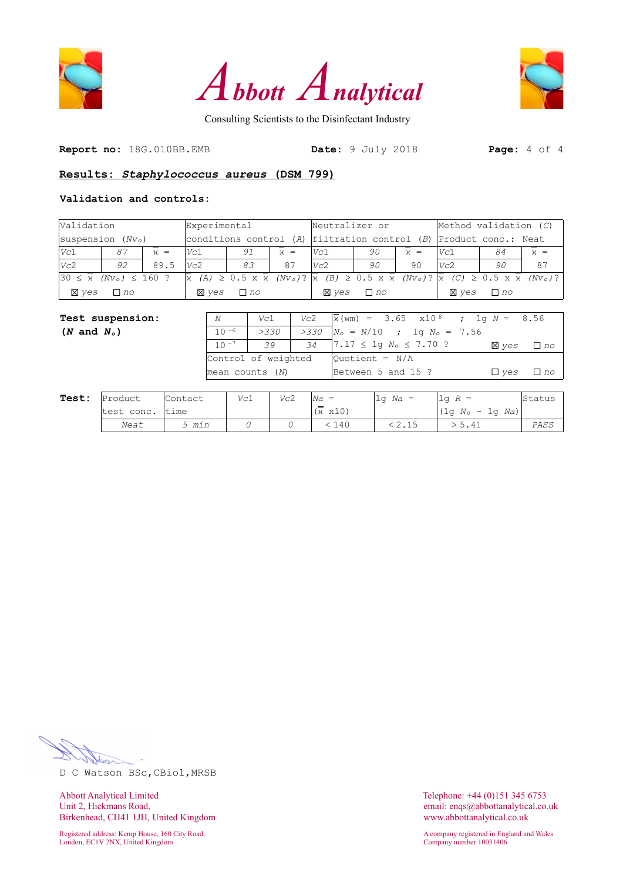# Abbott Analytical

Consulting Scientists to the Disinfectant Industry

**Report no:** 18G.010BB.EMB **Date:** 9 July 2018

## **Results: *Staphylococcus aureus* (DSM 799)**

**Validation and controls:**

| Validation suspension ($Nv_o$) | | | Experimental conditions control *(A)* | | | Neutralizer or filtration control *(B)* | | | Method validation *(C)* Product conc.: Neat | | |
|---|---|---|---|---|---|---|---|---|---|---|---|
| *Vc*1 | *87* | $\bar{x}$ = | *Vc*1 | *91* | $\bar{x}$ = | *Vc*1 | *90* | $\bar{x}$ = | *Vc*1 | *84* | $\bar{x}$ = |
| *Vc*2 | *92* | 89.5 | *Vc*2 | *83* | 87 | *Vc*2 | *90* | 90 | *Vc*2 | *90* | 87 |
| $30 \leq \bar{x}\ (Nv_o) \leq 160$ ? | | | $\bar{x}\ (A) \geq 0.5 \times \bar{x}\ (Nv_o)$? | | | $\bar{x}\ (B) \geq 0.5 \times \bar{x}\ (Nv_o)$? | | | $\bar{x}\ (C) \geq 0.5 \times \bar{x}\ (Nv_o)$? | | |
| ☒ *yes* ☐ *no* | | | ☒ *yes* ☐ *no* | | | ☒ *yes* ☐ *no* | | | ☒ *yes* ☐ *no* | | |

**Test suspension:**
**(*N* and $N_o$)**

| *N* | *Vc*1 | *Vc*2 | |
|---|---|---|---|
| $10^{-6}$ | *>330* | *>330* | $\bar{x}$(wm) = 3.65 x$10^{8}$ ; lg *N* = 8.56 |
| $10^{-7}$ | *39* | *34* | $N_o$ = *N*/10 ; lg $N_o$ = 7.56 |
| | | | $7.17 \leq \lg N_o \leq 7.70$ ? ☒ *yes* ☐ *no* |
| Control of weighted mean counts *(N)* | | | Quotient = N/A Between 5 and 15 ? ☐ *yes* ☐ *no* |

**Test:**

| Product test conc. | Contact time | *Vc*1 | *Vc*2 | *Na* = ($\bar{x}$ x10) | lg *Na* = | lg *R* = (lg $N_o$ − lg *Na*) | Status |
|---|---|---|---|---|---|---|---|
| *Neat* | *5 min* | *0* | *0* | < 140 | < 2.15 | > 5.41 | *PASS* |

D C Watson BSc,CBiol,MRSB

Abbott Analytical Limited
Unit 2, Hickmans Road,
Birkenhead, CH41 1JH, United Kingdom

Registered address: Kemp House, 160 City Road,
London, EC1V 2NX, United Kingdom

Telephone: +44 (0)151 345 6753
email: enqs@abbottanalytical.co.uk
www.abbottanalytical.co.uk

A company registered in England and Wales
Company number 10031406